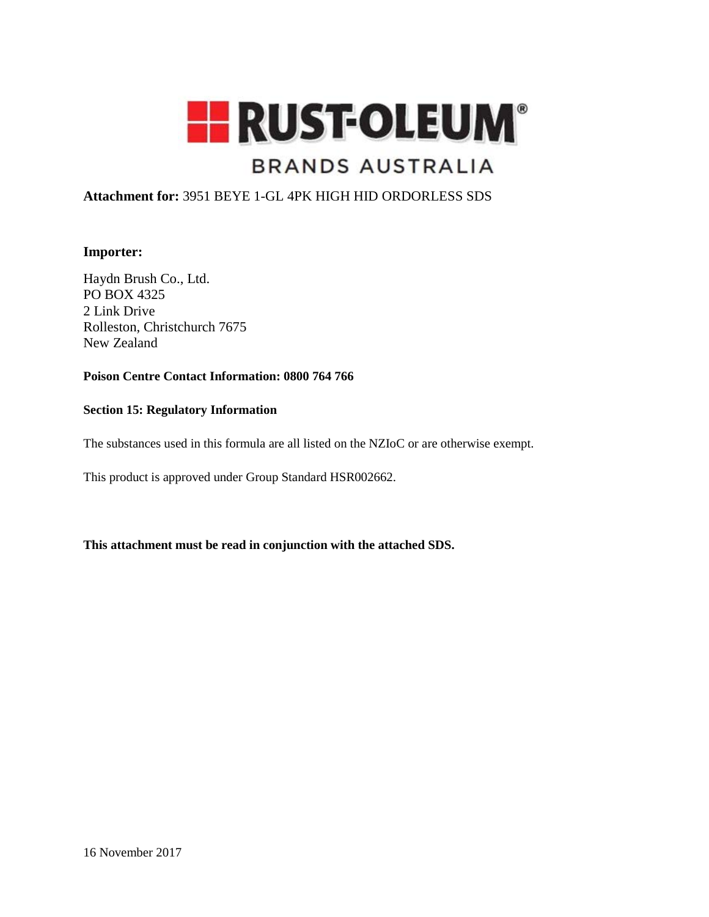RUST-OLEUM®

BRANDS AUSTRALIA

**Attachment for:** 3951 BEYE 1-GL 4PK HIGH HID ORDORLESS SDS

**Importer:**

Haydn Brush Co., Ltd.
PO BOX 4325
2 Link Drive
Rolleston, Christchurch 7675
New Zealand

**Poison Centre Contact Information: 0800 764 766**

**Section 15: Regulatory Information**

The substances used in this formula are all listed on the NZIoC or are otherwise exempt.

This product is approved under Group Standard HSR002662.

**This attachment must be read in conjunction with the attached SDS.**

16 November 2017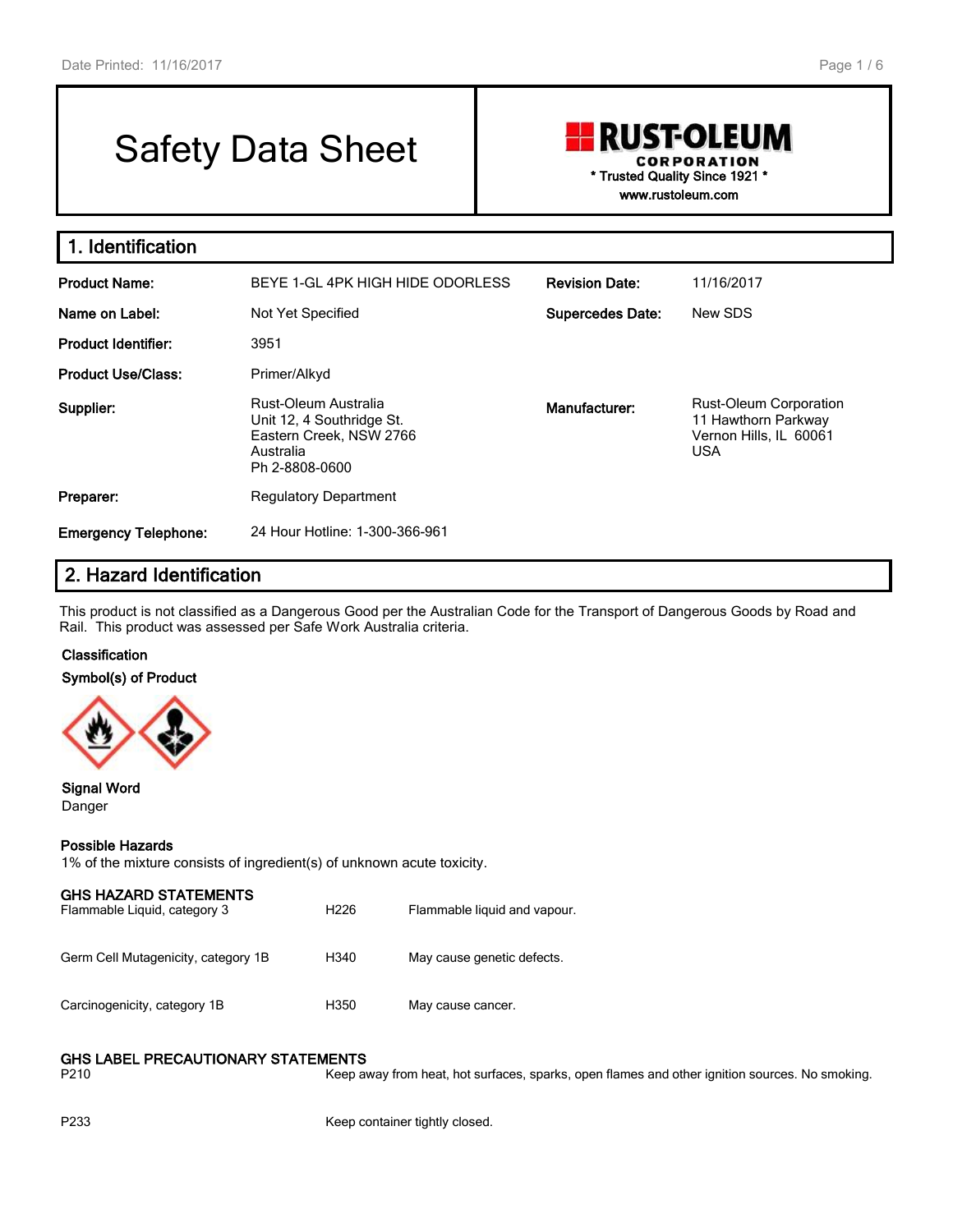# Safety Data Sheet

**RUST-OLEUM CORPORATION**
\* Trusted Quality Since 1921 \*
www.rustoleum.com

## 1. Identification

| | | | |
|---|---|---|---|
| **Product Name:** | BEYE 1-GL 4PK HIGH HIDE ODORLESS | **Revision Date:** | 11/16/2017 |
| **Name on Label:** | Not Yet Specified | **Supercedes Date:** | New SDS |
| **Product Identifier:** | 3951 | | |
| **Product Use/Class:** | Primer/Alkyd | | |
| **Supplier:** | Rust-Oleum Australia<br>Unit 12, 4 Southridge St.<br>Eastern Creek, NSW 2766<br>Australia<br>Ph 2-8808-0600 | **Manufacturer:** | Rust-Oleum Corporation<br>11 Hawthorn Parkway<br>Vernon Hills, IL 60061<br>USA |
| **Preparer:** | Regulatory Department | | |
| **Emergency Telephone:** | 24 Hour Hotline: 1-300-366-961 | | |

## 2. Hazard Identification

This product is not classified as a Dangerous Good per the Australian Code for the Transport of Dangerous Goods by Road and Rail. This product was assessed per Safe Work Australia criteria.

**Classification**

**Symbol(s) of Product**

**Signal Word**
Danger

**Possible Hazards**
1% of the mixture consists of ingredient(s) of unknown acute toxicity.

**GHS HAZARD STATEMENTS**

| | | |
|---|---|---|
| Flammable Liquid, category 3 | H226 | Flammable liquid and vapour. |
| Germ Cell Mutagenicity, category 1B | H340 | May cause genetic defects. |
| Carcinogenicity, category 1B | H350 | May cause cancer. |

**GHS LABEL PRECAUTIONARY STATEMENTS**

| | |
|---|---|
| P210 | Keep away from heat, hot surfaces, sparks, open flames and other ignition sources. No smoking. |
| P233 | Keep container tightly closed. |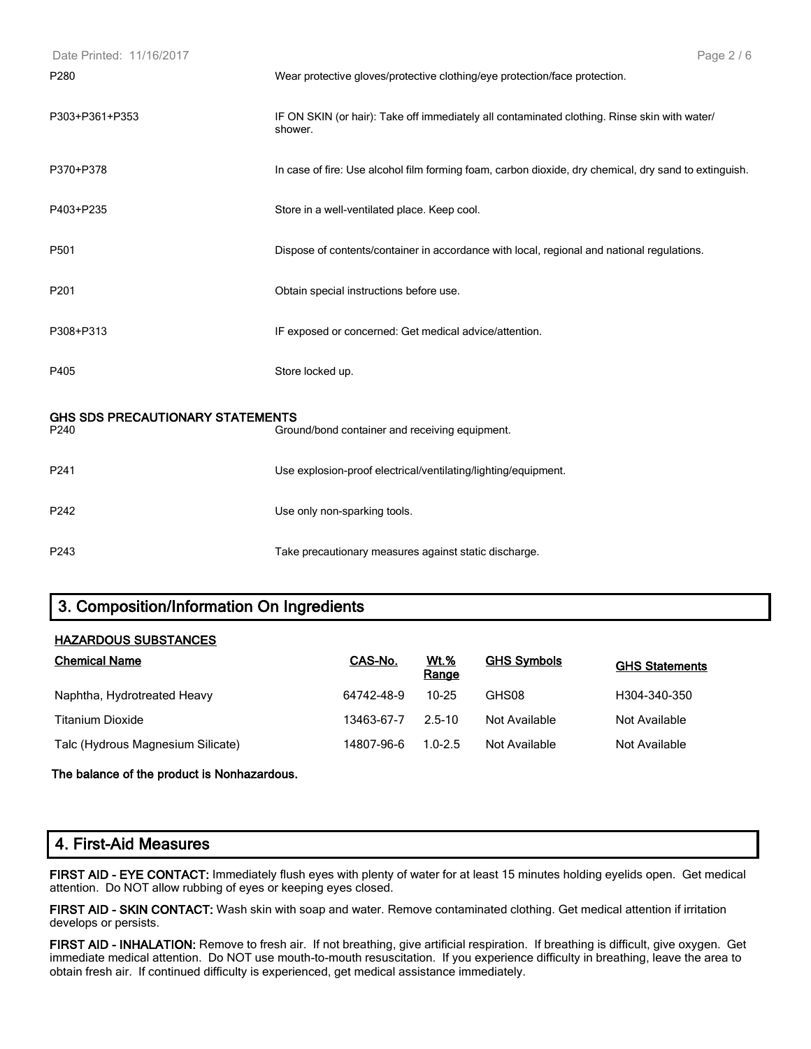| | |
|---|---|
| P280 | Wear protective gloves/protective clothing/eye protection/face protection. |
| P303+P361+P353 | IF ON SKIN (or hair): Take off immediately all contaminated clothing. Rinse skin with water/shower. |
| P370+P378 | In case of fire: Use alcohol film forming foam, carbon dioxide, dry chemical, dry sand to extinguish. |
| P403+P235 | Store in a well-ventilated place. Keep cool. |
| P501 | Dispose of contents/container in accordance with local, regional and national regulations. |
| P201 | Obtain special instructions before use. |
| P308+P313 | IF exposed or concerned: Get medical advice/attention. |
| P405 | Store locked up. |

**GHS SDS PRECAUTIONARY STATEMENTS**

| | |
|---|---|
| P240 | Ground/bond container and receiving equipment. |
| P241 | Use explosion-proof electrical/ventilating/lighting/equipment. |
| P242 | Use only non-sparking tools. |
| P243 | Take precautionary measures against static discharge. |

## 3. Composition/Information On Ingredients

**HAZARDOUS SUBSTANCES**

| Chemical Name | CAS-No. | Wt.% Range | GHS Symbols | GHS Statements |
|---|---|---|---|---|
| Naphtha, Hydrotreated Heavy | 64742-48-9 | 10-25 | GHS08 | H304-340-350 |
| Titanium Dioxide | 13463-67-7 | 2.5-10 | Not Available | Not Available |
| Talc (Hydrous Magnesium Silicate) | 14807-96-6 | 1.0-2.5 | Not Available | Not Available |

**The balance of the product is Nonhazardous.**

## 4. First-Aid Measures

**FIRST AID - EYE CONTACT:** Immediately flush eyes with plenty of water for at least 15 minutes holding eyelids open. Get medical attention. Do NOT allow rubbing of eyes or keeping eyes closed.

**FIRST AID - SKIN CONTACT:** Wash skin with soap and water. Remove contaminated clothing. Get medical attention if irritation develops or persists.

**FIRST AID - INHALATION:** Remove to fresh air. If not breathing, give artificial respiration. If breathing is difficult, give oxygen. Get immediate medical attention. Do NOT use mouth-to-mouth resuscitation. If you experience difficulty in breathing, leave the area to obtain fresh air. If continued difficulty is experienced, get medical assistance immediately.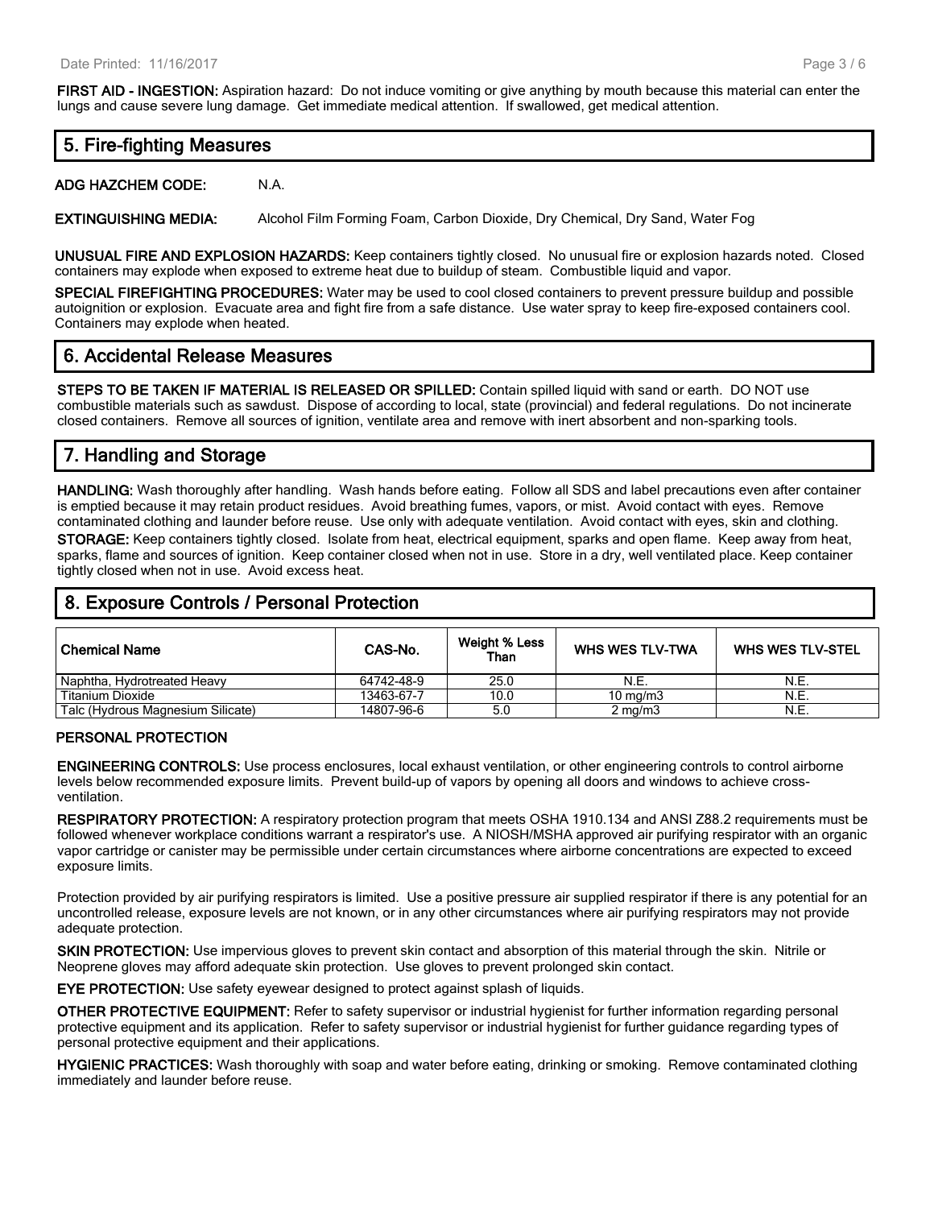**FIRST AID - INGESTION:** Aspiration hazard: Do not induce vomiting or give anything by mouth because this material can enter the lungs and cause severe lung damage. Get immediate medical attention. If swallowed, get medical attention.

## 5. Fire-fighting Measures

**ADG HAZCHEM CODE:** N.A.

**EXTINGUISHING MEDIA:** Alcohol Film Forming Foam, Carbon Dioxide, Dry Chemical, Dry Sand, Water Fog

**UNUSUAL FIRE AND EXPLOSION HAZARDS:** Keep containers tightly closed. No unusual fire or explosion hazards noted. Closed containers may explode when exposed to extreme heat due to buildup of steam. Combustible liquid and vapor.

**SPECIAL FIREFIGHTING PROCEDURES:** Water may be used to cool closed containers to prevent pressure buildup and possible autoignition or explosion. Evacuate area and fight fire from a safe distance. Use water spray to keep fire-exposed containers cool. Containers may explode when heated.

## 6. Accidental Release Measures

**STEPS TO BE TAKEN IF MATERIAL IS RELEASED OR SPILLED:** Contain spilled liquid with sand or earth. DO NOT use combustible materials such as sawdust. Dispose of according to local, state (provincial) and federal regulations. Do not incinerate closed containers. Remove all sources of ignition, ventilate area and remove with inert absorbent and non-sparking tools.

## 7. Handling and Storage

**HANDLING:** Wash thoroughly after handling. Wash hands before eating. Follow all SDS and label precautions even after container is emptied because it may retain product residues. Avoid breathing fumes, vapors, or mist. Avoid contact with eyes. Remove contaminated clothing and launder before reuse. Use only with adequate ventilation. Avoid contact with eyes, skin and clothing.

**STORAGE:** Keep containers tightly closed. Isolate from heat, electrical equipment, sparks and open flame. Keep away from heat, sparks, flame and sources of ignition. Keep container closed when not in use. Store in a dry, well ventilated place. Keep container tightly closed when not in use. Avoid excess heat.

## 8. Exposure Controls / Personal Protection

| Chemical Name | CAS-No. | Weight % Less Than | WHS WES TLV-TWA | WHS WES TLV-STEL |
|---|---|---|---|---|
| Naphtha, Hydrotreated Heavy | 64742-48-9 | 25.0 | N.E. | N.E. |
| Titanium Dioxide | 13463-67-7 | 10.0 | 10 mg/m3 | N.E. |
| Talc (Hydrous Magnesium Silicate) | 14807-96-6 | 5.0 | 2 mg/m3 | N.E. |

### PERSONAL PROTECTION

**ENGINEERING CONTROLS:** Use process enclosures, local exhaust ventilation, or other engineering controls to control airborne levels below recommended exposure limits. Prevent build-up of vapors by opening all doors and windows to achieve cross-ventilation.

**RESPIRATORY PROTECTION:** A respiratory protection program that meets OSHA 1910.134 and ANSI Z88.2 requirements must be followed whenever workplace conditions warrant a respirator's use. A NIOSH/MSHA approved air purifying respirator with an organic vapor cartridge or canister may be permissible under certain circumstances where airborne concentrations are expected to exceed exposure limits.

Protection provided by air purifying respirators is limited. Use a positive pressure air supplied respirator if there is any potential for an uncontrolled release, exposure levels are not known, or in any other circumstances where air purifying respirators may not provide adequate protection.

**SKIN PROTECTION:** Use impervious gloves to prevent skin contact and absorption of this material through the skin. Nitrile or Neoprene gloves may afford adequate skin protection. Use gloves to prevent prolonged skin contact.

**EYE PROTECTION:** Use safety eyewear designed to protect against splash of liquids.

**OTHER PROTECTIVE EQUIPMENT:** Refer to safety supervisor or industrial hygienist for further information regarding personal protective equipment and its application. Refer to safety supervisor or industrial hygienist for further guidance regarding types of personal protective equipment and their applications.

**HYGIENIC PRACTICES:** Wash thoroughly with soap and water before eating, drinking or smoking. Remove contaminated clothing immediately and launder before reuse.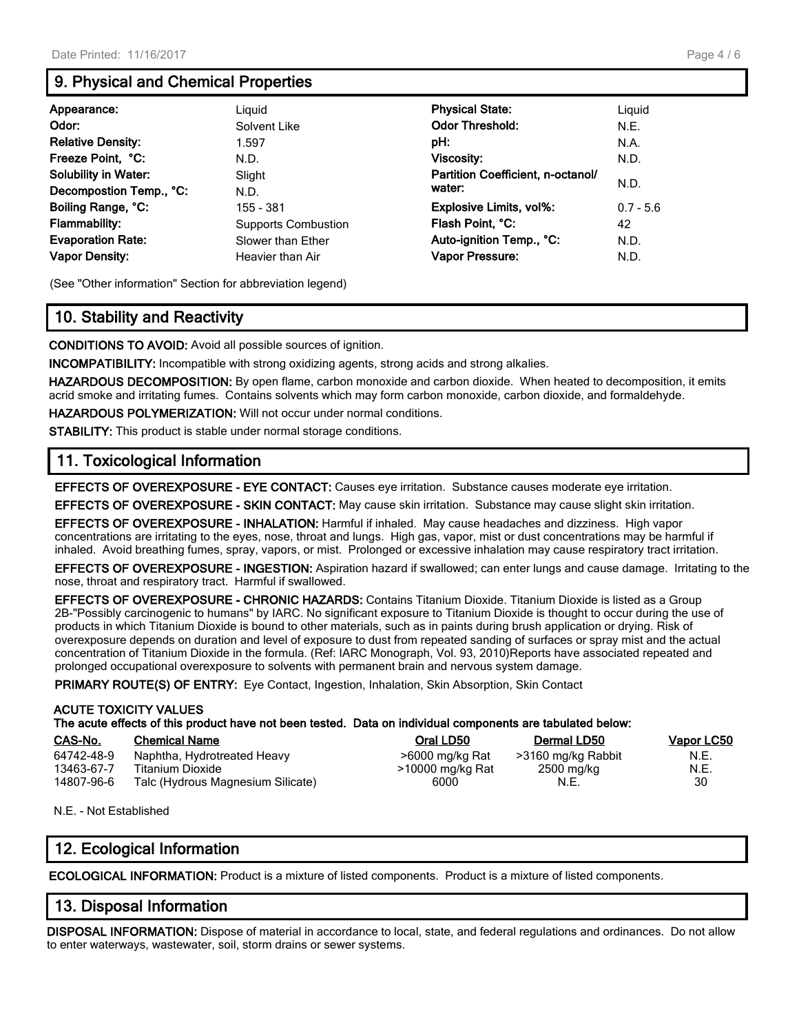## 9. Physical and Chemical Properties

| | | | |
|---|---|---|---|
| **Appearance:** | Liquid | **Physical State:** | Liquid |
| **Odor:** | Solvent Like | **Odor Threshold:** | N.E. |
| **Relative Density:** | 1.597 | **pH:** | N.A. |
| **Freeze Point, °C:** | N.D. | **Viscosity:** | N.D. |
| **Solubility in Water:** | Slight | **Partition Coefficient, n-octanol/ water:** | N.D. |
| **Decompostion Temp., °C:** | N.D. | | |
| **Boiling Range, °C:** | 155 - 381 | **Explosive Limits, vol%:** | 0.7 - 5.6 |
| **Flammability:** | Supports Combustion | **Flash Point, °C:** | 42 |
| **Evaporation Rate:** | Slower than Ether | **Auto-ignition Temp., °C:** | N.D. |
| **Vapor Density:** | Heavier than Air | **Vapor Pressure:** | N.D. |

(See "Other information" Section for abbreviation legend)

## 10. Stability and Reactivity

**CONDITIONS TO AVOID:** Avoid all possible sources of ignition.

**INCOMPATIBILITY:** Incompatible with strong oxidizing agents, strong acids and strong alkalies.

**HAZARDOUS DECOMPOSITION:** By open flame, carbon monoxide and carbon dioxide. When heated to decomposition, it emits acrid smoke and irritating fumes. Contains solvents which may form carbon monoxide, carbon dioxide, and formaldehyde.

**HAZARDOUS POLYMERIZATION:** Will not occur under normal conditions.

**STABILITY:** This product is stable under normal storage conditions.

## 11. Toxicological Information

**EFFECTS OF OVEREXPOSURE - EYE CONTACT:** Causes eye irritation. Substance causes moderate eye irritation.

**EFFECTS OF OVEREXPOSURE - SKIN CONTACT:** May cause skin irritation. Substance may cause slight skin irritation.

**EFFECTS OF OVEREXPOSURE - INHALATION:** Harmful if inhaled. May cause headaches and dizziness. High vapor concentrations are irritating to the eyes, nose, throat and lungs. High gas, vapor, mist or dust concentrations may be harmful if inhaled. Avoid breathing fumes, spray, vapors, or mist. Prolonged or excessive inhalation may cause respiratory tract irritation.

**EFFECTS OF OVEREXPOSURE - INGESTION:** Aspiration hazard if swallowed; can enter lungs and cause damage. Irritating to the nose, throat and respiratory tract. Harmful if swallowed.

**EFFECTS OF OVEREXPOSURE - CHRONIC HAZARDS:** Contains Titanium Dioxide. Titanium Dioxide is listed as a Group 2B-"Possibly carcinogenic to humans" by IARC. No significant exposure to Titanium Dioxide is thought to occur during the use of products in which Titanium Dioxide is bound to other materials, such as in paints during brush application or drying. Risk of overexposure depends on duration and level of exposure to dust from repeated sanding of surfaces or spray mist and the actual concentration of Titanium Dioxide in the formula. (Ref: IARC Monograph, Vol. 93, 2010)Reports have associated repeated and prolonged occupational overexposure to solvents with permanent brain and nervous system damage.

**PRIMARY ROUTE(S) OF ENTRY:** Eye Contact, Ingestion, Inhalation, Skin Absorption, Skin Contact

**ACUTE TOXICITY VALUES**

**The acute effects of this product have not been tested. Data on individual components are tabulated below:**

| CAS-No. | Chemical Name | Oral LD50 | Dermal LD50 | Vapor LC50 |
|---|---|---|---|---|
| 64742-48-9 | Naphtha, Hydrotreated Heavy | >6000 mg/kg Rat | >3160 mg/kg Rabbit | N.E. |
| 13463-67-7 | Titanium Dioxide | >10000 mg/kg Rat | 2500 mg/kg | N.E. |
| 14807-96-6 | Talc (Hydrous Magnesium Silicate) | 6000 | N.E. | 30 |

N.E. - Not Established

## 12. Ecological Information

**ECOLOGICAL INFORMATION:** Product is a mixture of listed components. Product is a mixture of listed components.

## 13. Disposal Information

**DISPOSAL INFORMATION:** Dispose of material in accordance to local, state, and federal regulations and ordinances. Do not allow to enter waterways, wastewater, soil, storm drains or sewer systems.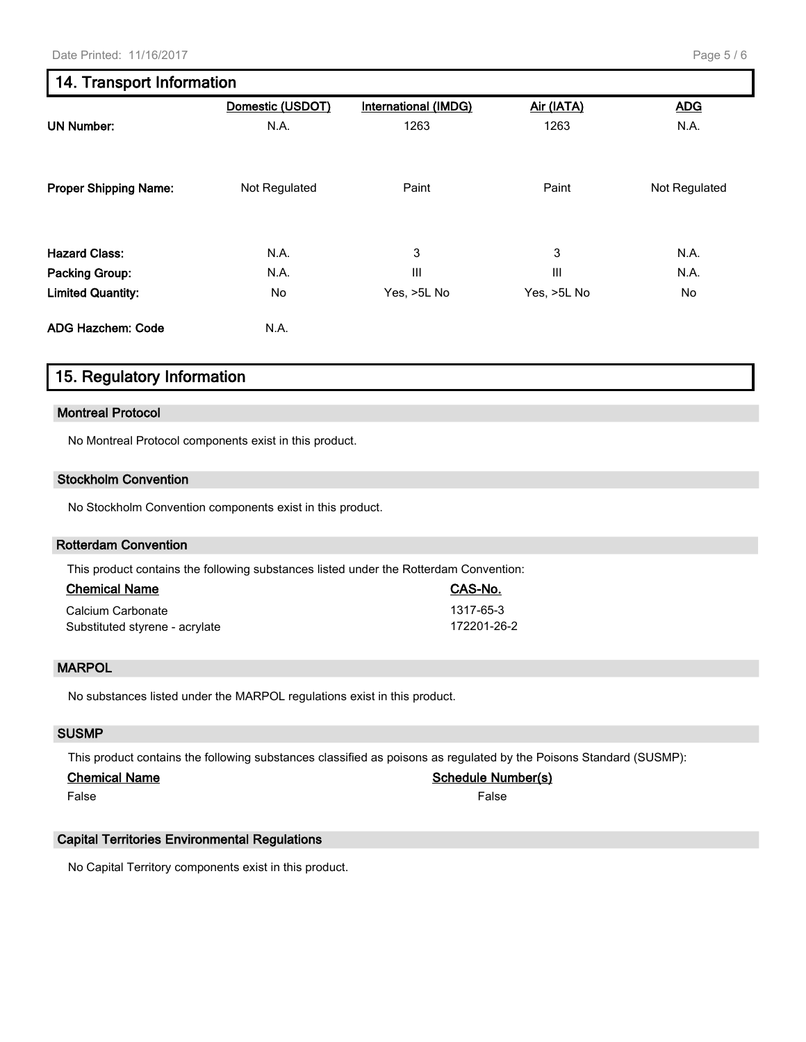## 14. Transport Information

| | Domestic (USDOT) | International (IMDG) | Air (IATA) | ADG |
|---|---|---|---|---|
| **UN Number:** | N.A. | 1263 | 1263 | N.A. |
| **Proper Shipping Name:** | Not Regulated | Paint | Paint | Not Regulated |
| **Hazard Class:** | N.A. | 3 | 3 | N.A. |
| **Packing Group:** | N.A. | III | III | N.A. |
| **Limited Quantity:** | No | Yes, >5L No | Yes, >5L No | No |
| **ADG Hazchem: Code** | N.A. | | | |

## 15. Regulatory Information

### Montreal Protocol

No Montreal Protocol components exist in this product.

### Stockholm Convention

No Stockholm Convention components exist in this product.

### Rotterdam Convention

This product contains the following substances listed under the Rotterdam Convention:

| Chemical Name | CAS-No. |
|---|---|
| Calcium Carbonate | 1317-65-3 |
| Substituted styrene - acrylate | 172201-26-2 |

### MARPOL

No substances listed under the MARPOL regulations exist in this product.

### SUSMP

This product contains the following substances classified as poisons as regulated by the Poisons Standard (SUSMP):

| Chemical Name | Schedule Number(s) |
|---|---|
| False | False |

### Capital Territories Environmental Regulations

No Capital Territory components exist in this product.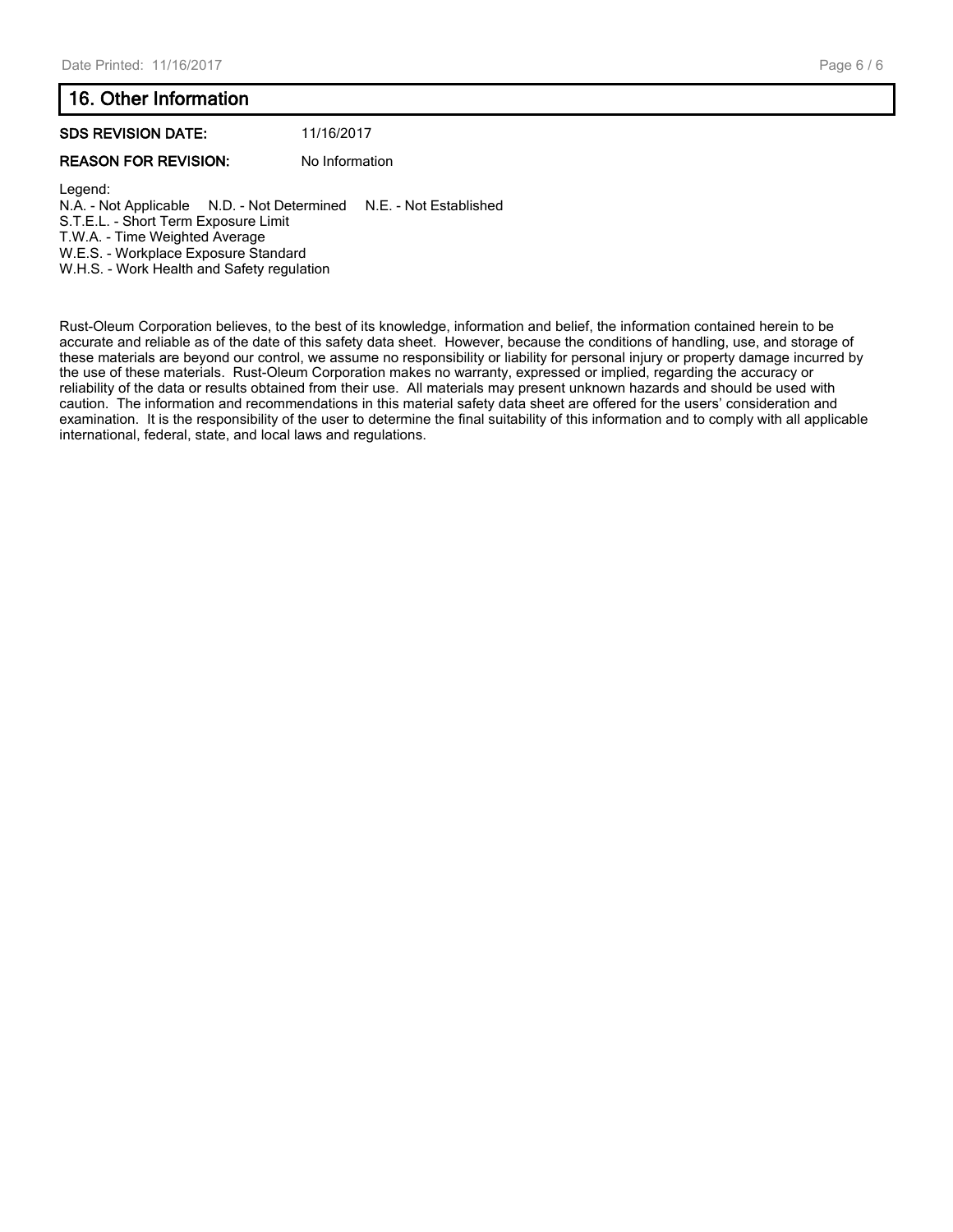## 16. Other Information

**SDS REVISION DATE:** 11/16/2017

**REASON FOR REVISION:** No Information

Legend:
N.A. - Not Applicable N.D. - Not Determined N.E. - Not Established
S.T.E.L. - Short Term Exposure Limit
T.W.A. - Time Weighted Average
W.E.S. - Workplace Exposure Standard
W.H.S. - Work Health and Safety regulation

Rust-Oleum Corporation believes, to the best of its knowledge, information and belief, the information contained herein to be accurate and reliable as of the date of this safety data sheet. However, because the conditions of handling, use, and storage of these materials are beyond our control, we assume no responsibility or liability for personal injury or property damage incurred by the use of these materials. Rust-Oleum Corporation makes no warranty, expressed or implied, regarding the accuracy or reliability of the data or results obtained from their use. All materials may present unknown hazards and should be used with caution. The information and recommendations in this material safety data sheet are offered for the users' consideration and examination. It is the responsibility of the user to determine the final suitability of this information and to comply with all applicable international, federal, state, and local laws and regulations.